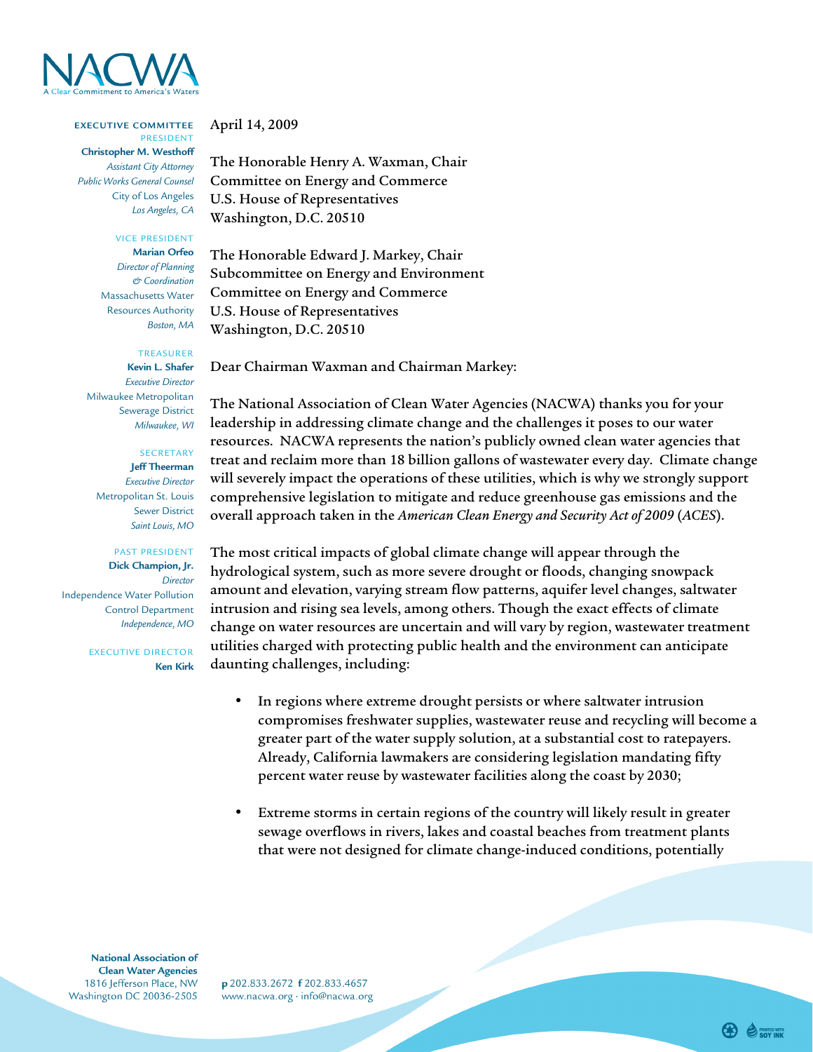# NACWA

A Clear Commitment to America's Waters

**EXECUTIVE COMMITTEE**

PRESIDENT
**Christopher M. Westhoff**
*Assistant City Attorney*
*Public Works General Counsel*
City of Los Angeles
*Los Angeles, CA*

VICE PRESIDENT
**Marian Orfeo**
*Director of Planning & Coordination*
Massachusetts Water Resources Authority
*Boston, MA*

TREASURER
**Kevin L. Shafer**
*Executive Director*
Milwaukee Metropolitan Sewerage District
*Milwaukee, WI*

SECRETARY
**Jeff Theerman**
*Executive Director*
Metropolitan St. Louis Sewer District
*Saint Louis, MO*

PAST PRESIDENT
**Dick Champion, Jr.**
*Director*
Independence Water Pollution Control Department
*Independence, MO*

EXECUTIVE DIRECTOR
**Ken Kirk**

April 14, 2009

The Honorable Henry A. Waxman, Chair
Committee on Energy and Commerce
U.S. House of Representatives
Washington, D.C. 20510

The Honorable Edward J. Markey, Chair
Subcommittee on Energy and Environment
Committee on Energy and Commerce
U.S. House of Representatives
Washington, D.C. 20510

Dear Chairman Waxman and Chairman Markey:

The National Association of Clean Water Agencies (NACWA) thanks you for your leadership in addressing climate change and the challenges it poses to our water resources. NACWA represents the nation's publicly owned clean water agencies that treat and reclaim more than 18 billion gallons of wastewater every day. Climate change will severely impact the operations of these utilities, which is why we strongly support comprehensive legislation to mitigate and reduce greenhouse gas emissions and the overall approach taken in the *American Clean Energy and Security Act of 2009* (*ACES*).

The most critical impacts of global climate change will appear through the hydrological system, such as more severe drought or floods, changing snowpack amount and elevation, varying stream flow patterns, aquifer level changes, saltwater intrusion and rising sea levels, among others. Though the exact effects of climate change on water resources are uncertain and will vary by region, wastewater treatment utilities charged with protecting public health and the environment can anticipate daunting challenges, including:

- In regions where extreme drought persists or where saltwater intrusion compromises freshwater supplies, wastewater reuse and recycling will become a greater part of the water supply solution, at a substantial cost to ratepayers. Already, California lawmakers are considering legislation mandating fifty percent water reuse by wastewater facilities along the coast by 2030;

- Extreme storms in certain regions of the country will likely result in greater sewage overflows in rivers, lakes and coastal beaches from treatment plants that were not designed for climate change-induced conditions, potentially

**National Association of Clean Water Agencies**
1816 Jefferson Place, NW
Washington DC 20036-2505

**p** 202.833.2672 **f** 202.833.4657
www.nacwa.org · info@nacwa.org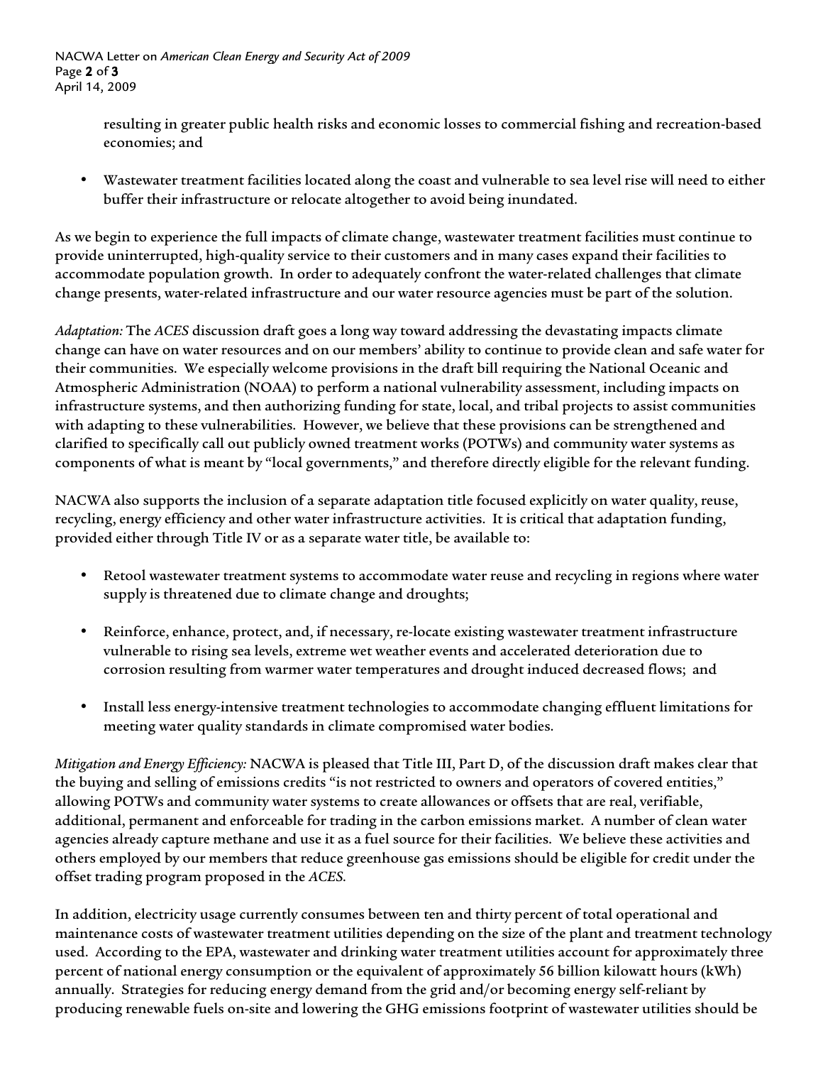resulting in greater public health risks and economic losses to commercial fishing and recreation-based economies; and

- Wastewater treatment facilities located along the coast and vulnerable to sea level rise will need to either buffer their infrastructure or relocate altogether to avoid being inundated.

As we begin to experience the full impacts of climate change, wastewater treatment facilities must continue to provide uninterrupted, high-quality service to their customers and in many cases expand their facilities to accommodate population growth. In order to adequately confront the water-related challenges that climate change presents, water-related infrastructure and our water resource agencies must be part of the solution.

*Adaptation:* The *ACES* discussion draft goes a long way toward addressing the devastating impacts climate change can have on water resources and on our members' ability to continue to provide clean and safe water for their communities. We especially welcome provisions in the draft bill requiring the National Oceanic and Atmospheric Administration (NOAA) to perform a national vulnerability assessment, including impacts on infrastructure systems, and then authorizing funding for state, local, and tribal projects to assist communities with adapting to these vulnerabilities. However, we believe that these provisions can be strengthened and clarified to specifically call out publicly owned treatment works (POTWs) and community water systems as components of what is meant by "local governments," and therefore directly eligible for the relevant funding.

NACWA also supports the inclusion of a separate adaptation title focused explicitly on water quality, reuse, recycling, energy efficiency and other water infrastructure activities. It is critical that adaptation funding, provided either through Title IV or as a separate water title, be available to:

- Retool wastewater treatment systems to accommodate water reuse and recycling in regions where water supply is threatened due to climate change and droughts;

- Reinforce, enhance, protect, and, if necessary, re-locate existing wastewater treatment infrastructure vulnerable to rising sea levels, extreme wet weather events and accelerated deterioration due to corrosion resulting from warmer water temperatures and drought induced decreased flows; and

- Install less energy-intensive treatment technologies to accommodate changing effluent limitations for meeting water quality standards in climate compromised water bodies.

*Mitigation and Energy Efficiency:* NACWA is pleased that Title III, Part D, of the discussion draft makes clear that the buying and selling of emissions credits "is not restricted to owners and operators of covered entities," allowing POTWs and community water systems to create allowances or offsets that are real, verifiable, additional, permanent and enforceable for trading in the carbon emissions market. A number of clean water agencies already capture methane and use it as a fuel source for their facilities. We believe these activities and others employed by our members that reduce greenhouse gas emissions should be eligible for credit under the offset trading program proposed in the *ACES*.

In addition, electricity usage currently consumes between ten and thirty percent of total operational and maintenance costs of wastewater treatment utilities depending on the size of the plant and treatment technology used. According to the EPA, wastewater and drinking water treatment utilities account for approximately three percent of national energy consumption or the equivalent of approximately 56 billion kilowatt hours (kWh) annually. Strategies for reducing energy demand from the grid and/or becoming energy self-reliant by producing renewable fuels on-site and lowering the GHG emissions footprint of wastewater utilities should be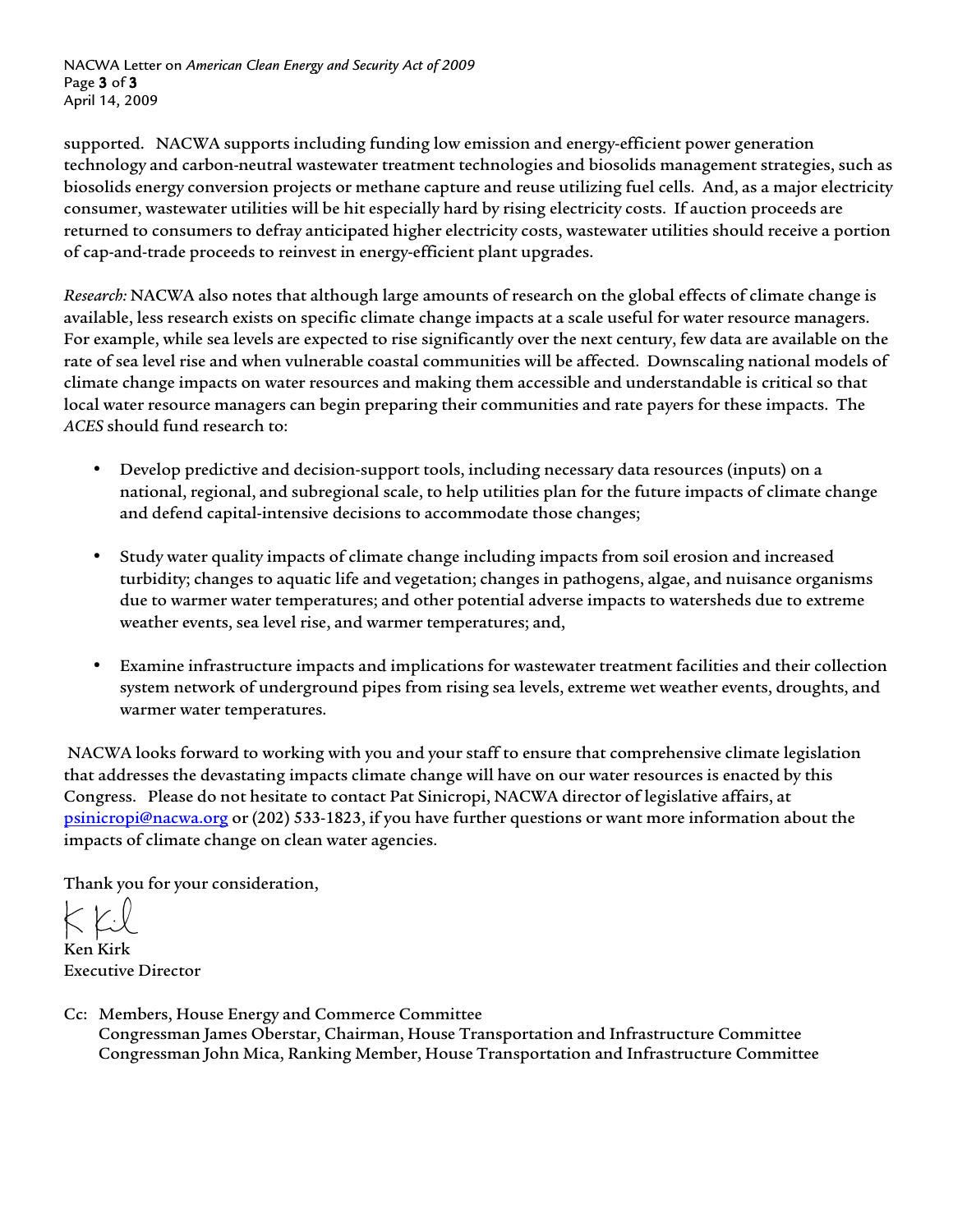supported. NACWA supports including funding low emission and energy-efficient power generation technology and carbon-neutral wastewater treatment technologies and biosolids management strategies, such as biosolids energy conversion projects or methane capture and reuse utilizing fuel cells. And, as a major electricity consumer, wastewater utilities will be hit especially hard by rising electricity costs. If auction proceeds are returned to consumers to defray anticipated higher electricity costs, wastewater utilities should receive a portion of cap-and-trade proceeds to reinvest in energy-efficient plant upgrades.

*Research:* NACWA also notes that although large amounts of research on the global effects of climate change is available, less research exists on specific climate change impacts at a scale useful for water resource managers. For example, while sea levels are expected to rise significantly over the next century, few data are available on the rate of sea level rise and when vulnerable coastal communities will be affected. Downscaling national models of climate change impacts on water resources and making them accessible and understandable is critical so that local water resource managers can begin preparing their communities and rate payers for these impacts. The *ACES* should fund research to:

- Develop predictive and decision-support tools, including necessary data resources (inputs) on a national, regional, and subregional scale, to help utilities plan for the future impacts of climate change and defend capital-intensive decisions to accommodate those changes;
- Study water quality impacts of climate change including impacts from soil erosion and increased turbidity; changes to aquatic life and vegetation; changes in pathogens, algae, and nuisance organisms due to warmer water temperatures; and other potential adverse impacts to watersheds due to extreme weather events, sea level rise, and warmer temperatures; and,
- Examine infrastructure impacts and implications for wastewater treatment facilities and their collection system network of underground pipes from rising sea levels, extreme wet weather events, droughts, and warmer water temperatures.

NACWA looks forward to working with you and your staff to ensure that comprehensive climate legislation that addresses the devastating impacts climate change will have on our water resources is enacted by this Congress. Please do not hesitate to contact Pat Sinicropi, NACWA director of legislative affairs, at psinicropi@nacwa.org or (202) 533-1823, if you have further questions or want more information about the impacts of climate change on clean water agencies.

Thank you for your consideration,

Ken Kirk
Executive Director

Cc: Members, House Energy and Commerce Committee
Congressman James Oberstar, Chairman, House Transportation and Infrastructure Committee
Congressman John Mica, Ranking Member, House Transportation and Infrastructure Committee